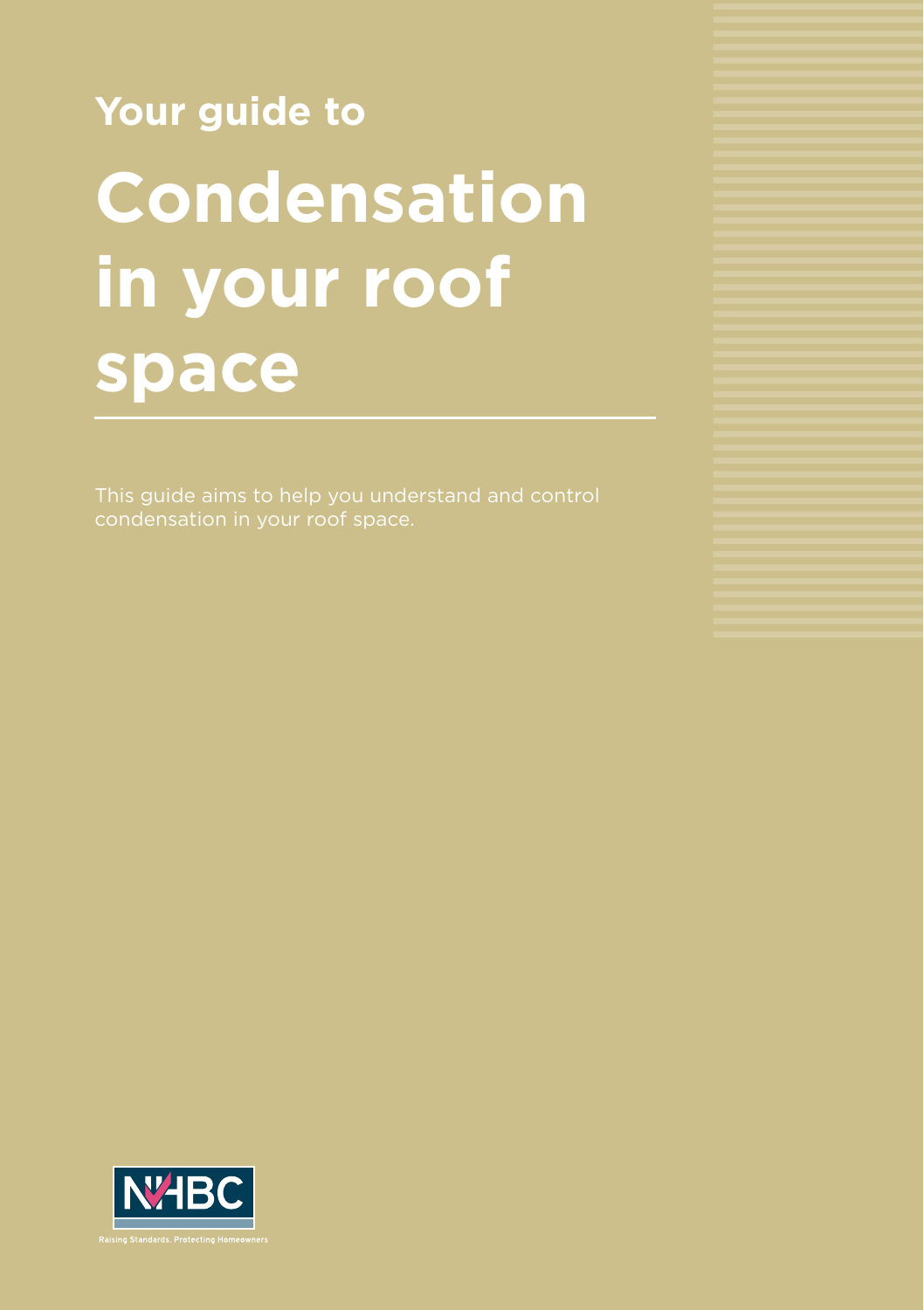Your guide to

# Condensation in your roof space

This guide aims to help you understand and control condensation in your roof space.

NHBC

Raising Standards. Protecting Homeowners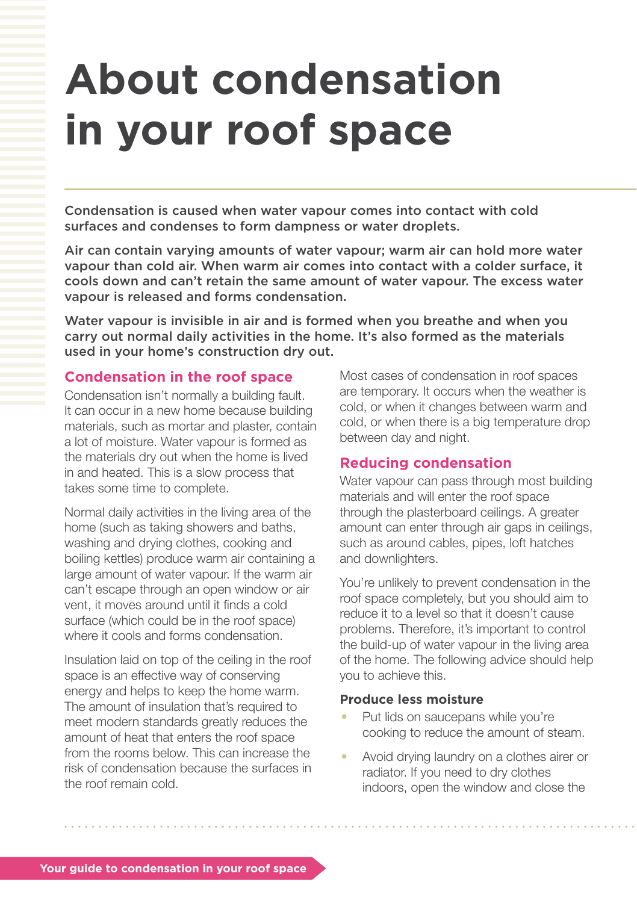# About condensation in your roof space

**Condensation is caused when water vapour comes into contact with cold surfaces and condenses to form dampness or water droplets.**

**Air can contain varying amounts of water vapour; warm air can hold more water vapour than cold air. When warm air comes into contact with a colder surface, it cools down and can't retain the same amount of water vapour. The excess water vapour is released and forms condensation.**

**Water vapour is invisible in air and is formed when you breathe and when you carry out normal daily activities in the home. It's also formed as the materials used in your home's construction dry out.**

## Condensation in the roof space

Condensation isn't normally a building fault. It can occur in a new home because building materials, such as mortar and plaster, contain a lot of moisture. Water vapour is formed as the materials dry out when the home is lived in and heated. This is a slow process that takes some time to complete.

Normal daily activities in the living area of the home (such as taking showers and baths, washing and drying clothes, cooking and boiling kettles) produce warm air containing a large amount of water vapour. If the warm air can't escape through an open window or air vent, it moves around until it finds a cold surface (which could be in the roof space) where it cools and forms condensation.

Insulation laid on top of the ceiling in the roof space is an effective way of conserving energy and helps to keep the home warm. The amount of insulation that's required to meet modern standards greatly reduces the amount of heat that enters the roof space from the rooms below. This can increase the risk of condensation because the surfaces in the roof remain cold.

Most cases of condensation in roof spaces are temporary. It occurs when the weather is cold, or when it changes between warm and cold, or when there is a big temperature drop between day and night.

## Reducing condensation

Water vapour can pass through most building materials and will enter the roof space through the plasterboard ceilings. A greater amount can enter through air gaps in ceilings, such as around cables, pipes, loft hatches and downlighters.

You're unlikely to prevent condensation in the roof space completely, but you should aim to reduce it to a level so that it doesn't cause problems. Therefore, it's important to control the build-up of water vapour in the living area of the home. The following advice should help you to achieve this.

### Produce less moisture

- Put lids on saucepans while you're cooking to reduce the amount of steam.
- Avoid drying laundry on a clothes airer or radiator. If you need to dry clothes indoors, open the window and close the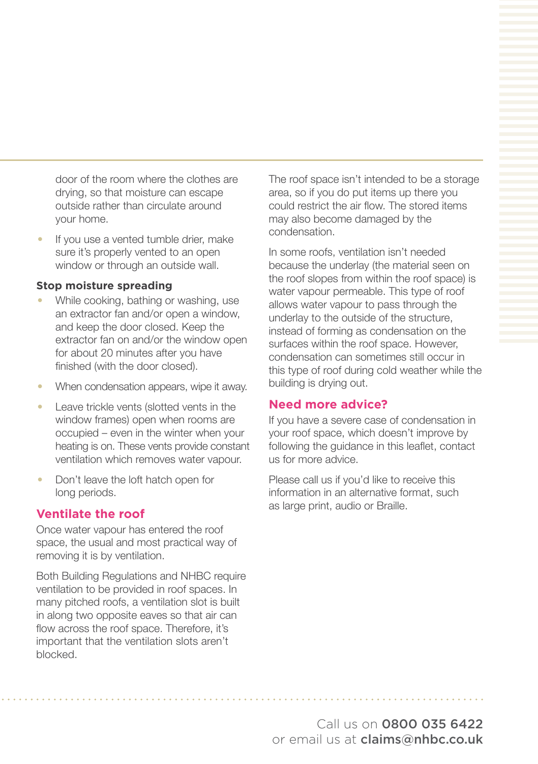door of the room where the clothes are drying, so that moisture can escape outside rather than circulate around your home.

- If you use a vented tumble drier, make sure it's properly vented to an open window or through an outside wall.

**Stop moisture spreading**

- While cooking, bathing or washing, use an extractor fan and/or open a window, and keep the door closed. Keep the extractor fan on and/or the window open for about 20 minutes after you have finished (with the door closed).
- When condensation appears, wipe it away.
- Leave trickle vents (slotted vents in the window frames) open when rooms are occupied – even in the winter when your heating is on. These vents provide constant ventilation which removes water vapour.
- Don't leave the loft hatch open for long periods.

## Ventilate the roof

Once water vapour has entered the roof space, the usual and most practical way of removing it is by ventilation.

Both Building Regulations and NHBC require ventilation to be provided in roof spaces. In many pitched roofs, a ventilation slot is built in along two opposite eaves so that air can flow across the roof space. Therefore, it's important that the ventilation slots aren't blocked.

The roof space isn't intended to be a storage area, so if you do put items up there you could restrict the air flow. The stored items may also become damaged by the condensation.

In some roofs, ventilation isn't needed because the underlay (the material seen on the roof slopes from within the roof space) is water vapour permeable. This type of roof allows water vapour to pass through the underlay to the outside of the structure, instead of forming as condensation on the surfaces within the roof space. However, condensation can sometimes still occur in this type of roof during cold weather while the building is drying out.

## Need more advice?

If you have a severe case of condensation in your roof space, which doesn't improve by following the guidance in this leaflet, contact us for more advice.

Please call us if you'd like to receive this information in an alternative format, such as large print, audio or Braille.

Call us on **0800 035 6422**
or email us at **claims@nhbc.co.uk**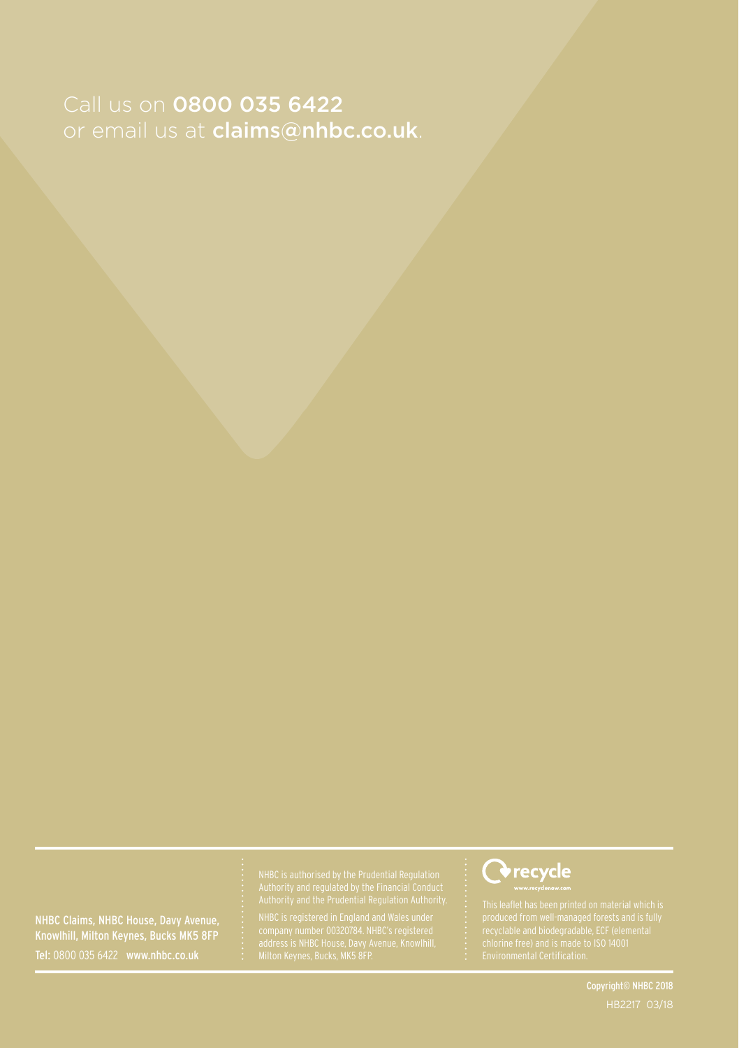Call us on **0800 035 6422**
or email us at **claims@nhbc.co.uk**.

**NHBC Claims, NHBC House, Davy Avenue, Knowlhill, Milton Keynes, Bucks MK5 8FP**

**Tel:** 0800 035 6422 **www.nhbc.co.uk**

NHBC is authorised by the Prudential Regulation Authority and regulated by the Financial Conduct Authority and the Prudential Regulation Authority.

NHBC is registered in England and Wales under company number 00320784. NHBC's registered address is NHBC House, Davy Avenue, Knowlhill, Milton Keynes, Bucks, MK5 8FP.

recycle
www.recyclenow.com

This leaflet has been printed on material which is produced from well-managed forests and is fully recyclable and biodegradable, ECF (elemental chlorine free) and is made to ISO 14001 Environmental Certification.

**Copyright© NHBC 2018**

HB2217 03/18